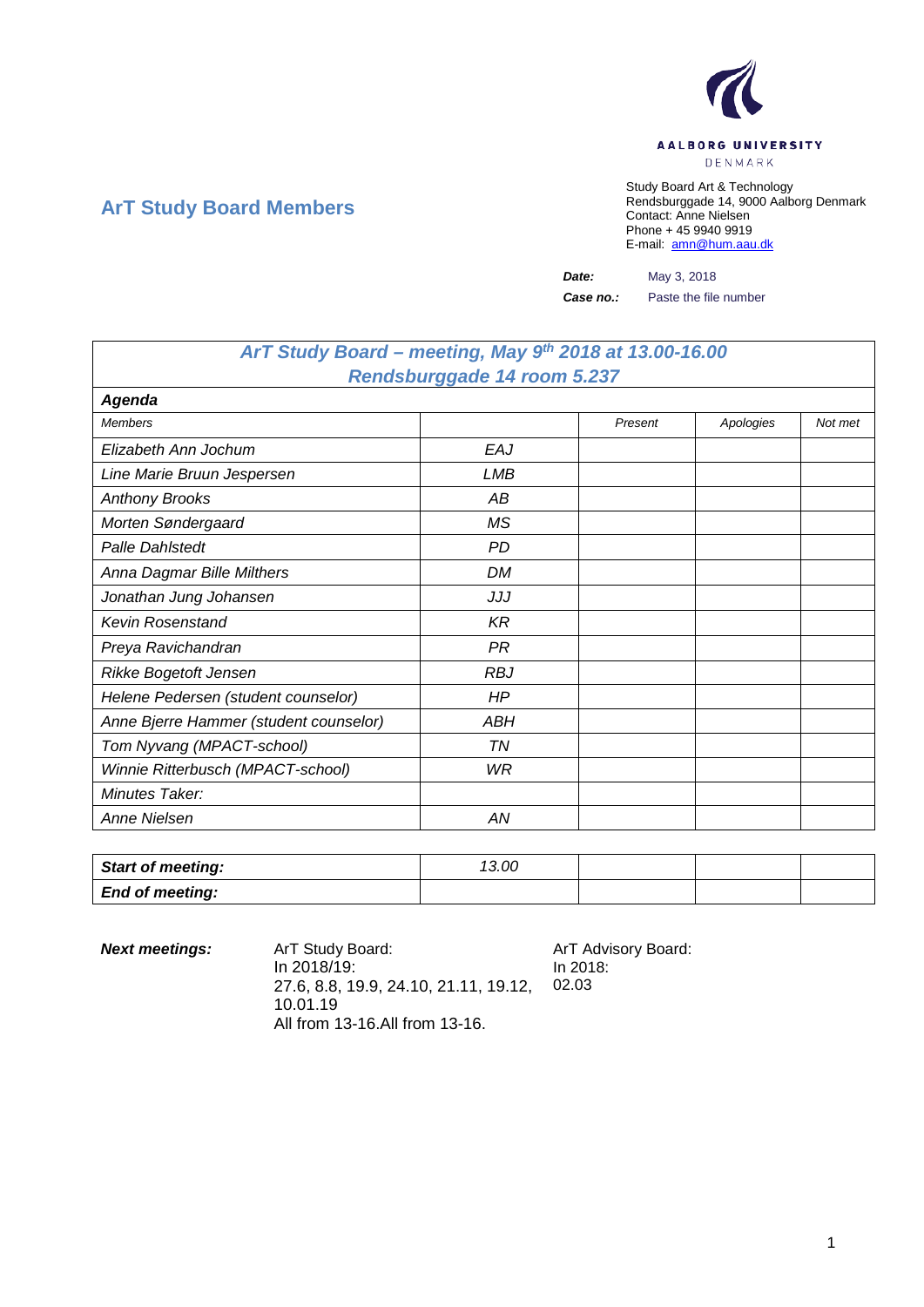AALBORG UNIVERSITY
DENMARK

Study Board Art & Technology
Rendsburggade 14, 9000 Aalborg Denmark
Contact: Anne Nielsen
Phone + 45 9940 9919
E-mail: amn@hum.aau.dk

## ArT Study Board Members

**Date:** May 3, 2018

**Case no.:** Paste the file number

| *ArT Study Board – meeting, May 9th 2018 at 13.00-16.00 Rendsburggade 14 room 5.237* | | | | |
|---|---|---|---|---|
| ***Agenda*** | | | | |
| *Members* | | *Present* | *Apologies* | *Not met* |
| *Elizabeth Ann Jochum* | *EAJ* | | | |
| *Line Marie Bruun Jespersen* | *LMB* | | | |
| *Anthony Brooks* | *AB* | | | |
| *Morten Søndergaard* | *MS* | | | |
| *Palle Dahlstedt* | *PD* | | | |
| *Anna Dagmar Bille Milthers* | *DM* | | | |
| *Jonathan Jung Johansen* | *JJJ* | | | |
| *Kevin Rosenstand* | *KR* | | | |
| *Preya Ravichandran* | *PR* | | | |
| *Rikke Bogetoft Jensen* | *RBJ* | | | |
| *Helene Pedersen (student counselor)* | *HP* | | | |
| *Anne Bjerre Hammer (student counselor)* | *ABH* | | | |
| *Tom Nyvang (MPACT-school)* | *TN* | | | |
| *Winnie Ritterbusch (MPACT-school)* | *WR* | | | |
| *Minutes Taker:* | | | | |
| *Anne Nielsen* | *AN* | | | |

| ***Start of meeting:*** | *13.00* | | | |
|---|---|---|---|---|
| ***End of meeting:*** | | | | |

***Next meetings:***

ArT Study Board:
In 2018/19:
27.6, 8.8, 19.9, 24.10, 21.11, 19.12, 10.01.19
All from 13-16.All from 13-16.

ArT Advisory Board:
In 2018:
02.03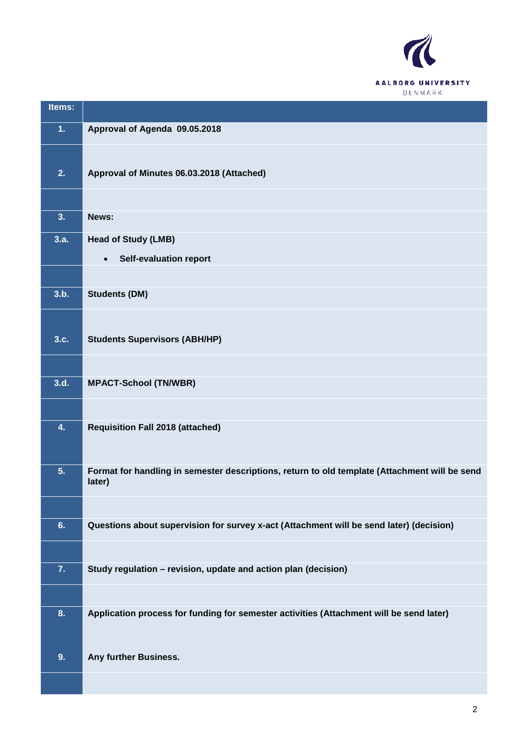| Items: | |
|---|---|
| **1.** | **Approval of Agenda 09.05.2018** |
| **2.** | **Approval of Minutes 06.03.2018 (Attached)** |
| | |
| **3.** | **News:** |
| **3.a.** | **Head of Study (LMB)**<br>• **Self-evaluation report** |
| | |
| **3.b.** | **Students (DM)** |
| **3.c.** | **Students Supervisors (ABH/HP)** |
| | |
| **3.d.** | **MPACT-School (TN/WBR)** |
| | |
| **4.** | **Requisition Fall 2018 (attached)** |
| **5.** | **Format for handling in semester descriptions, return to old template (Attachment will be send later)** |
| | |
| **6.** | **Questions about supervision for survey x-act (Attachment will be send later) (decision)** |
| | |
| **7.** | **Study regulation – revision, update and action plan (decision)** |
| | |
| **8.** | **Application process for funding for semester activities (Attachment will be send later)** |
| **9.** | **Any further Business.** |
| | |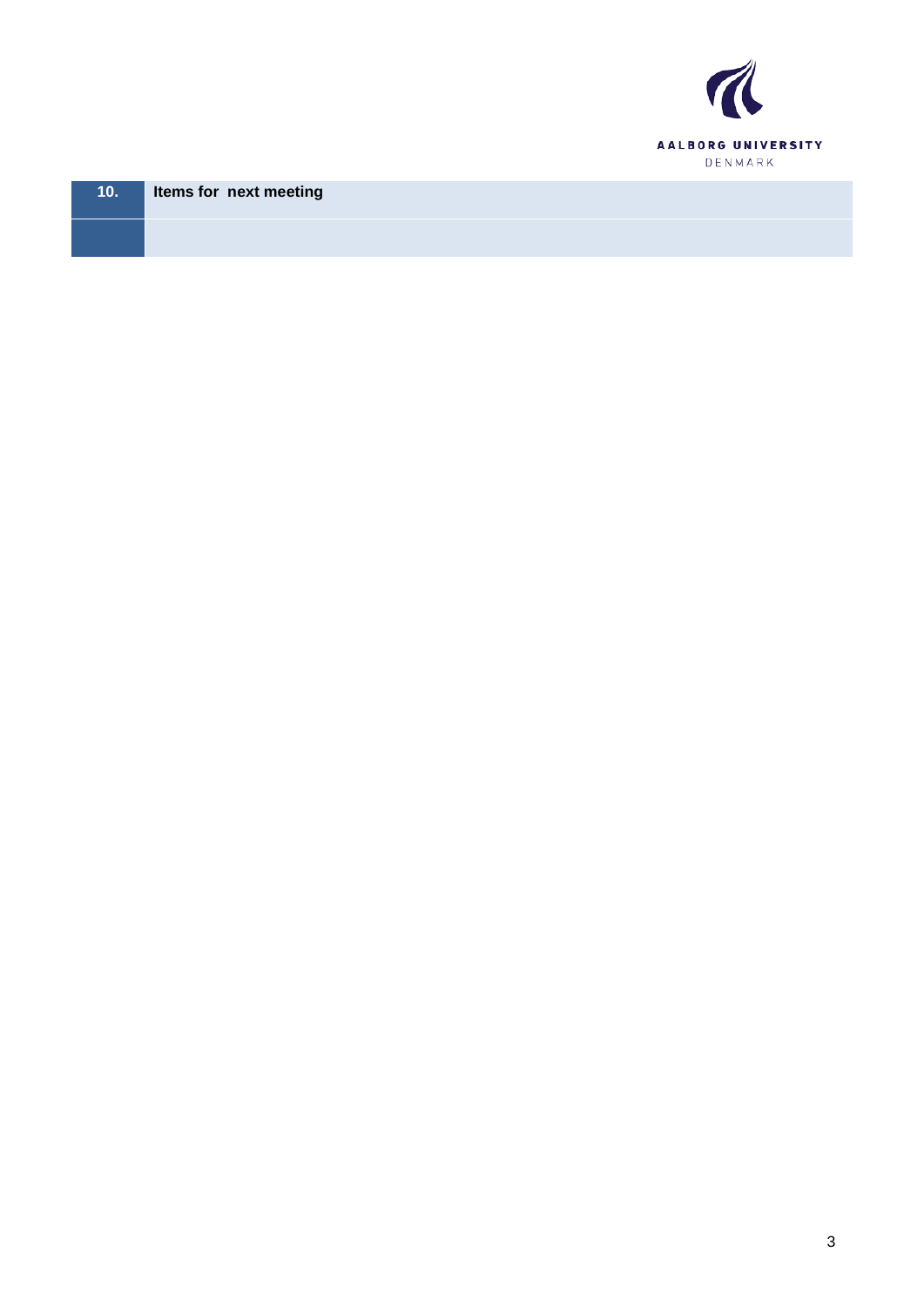| | |
|---|---|
| 10. | **Items for next meeting** |
| | |